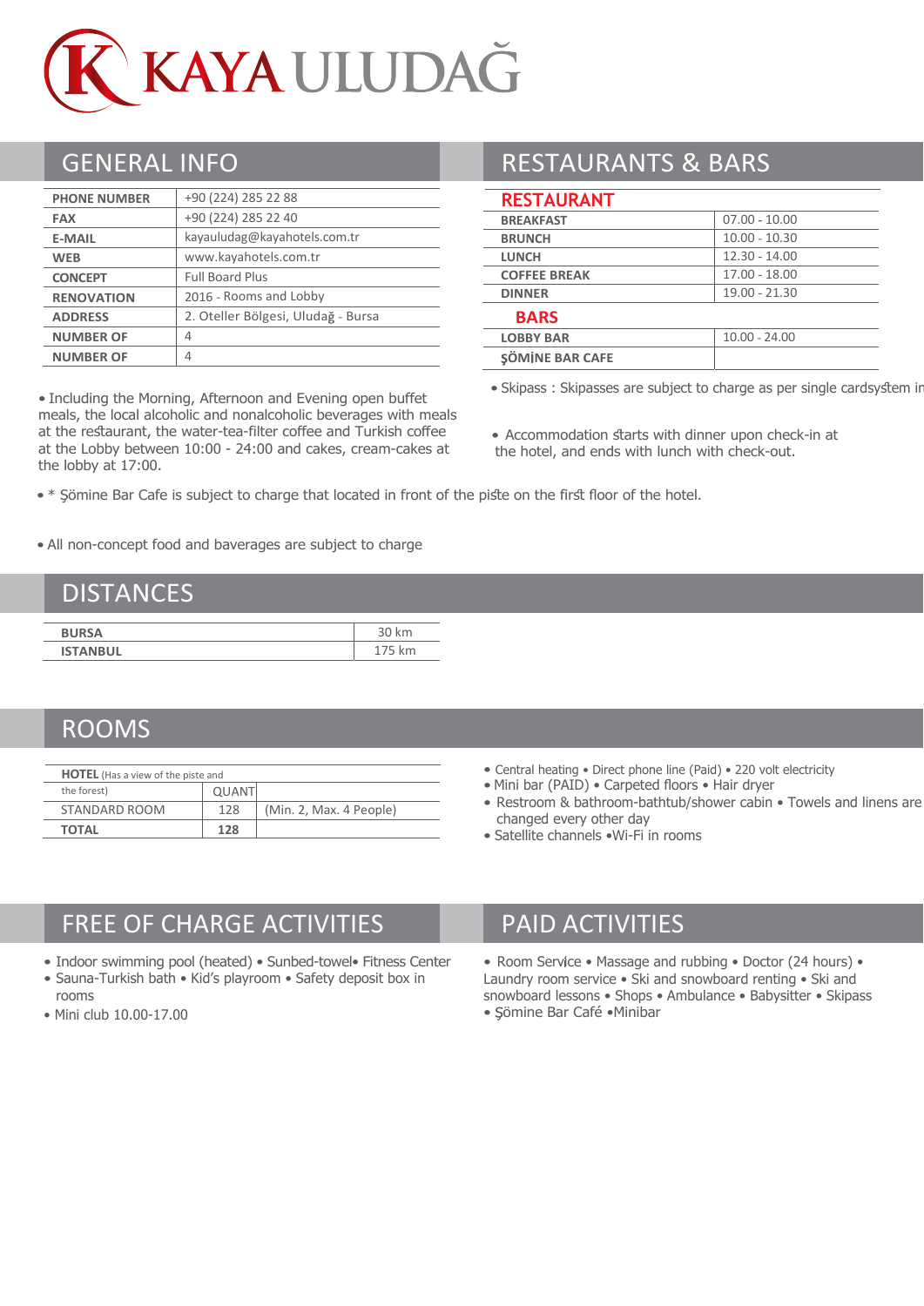# KAYA ULUDAĞ

## GENERAL INFO

| | |
|---|---|
| PHONE NUMBER | +90 (224) 285 22 88 |
| FAX | +90 (224) 285 22 40 |
| E-MAIL | kayauludag@kayahotels.com.tr |
| WEB | www.kayahotels.com.tr |
| CONCEPT | Full Board Plus |
| RENOVATION | 2016 - Rooms and Lobby |
| ADDRESS | 2. Oteller Bölgesi, Uludağ - Bursa |
| NUMBER OF | 4 |
| NUMBER OF | 4 |

• Including the Morning, Afternoon and Evening open buffet meals, the local alcoholic and nonalcoholic beverages with meals at the restaurant, the water-tea-filter coffee and Turkish coffee at the Lobby between 10:00 - 24:00 and cakes, cream-cakes at the lobby at 17:00.

## RESTAURANTS & BARS

### RESTAURANT

| | |
|---|---|
| BREAKFAST | 07.00 - 10.00 |
| BRUNCH | 10.00 - 10.30 |
| LUNCH | 12.30 - 14.00 |
| COFFEE BREAK | 17.00 - 18.00 |
| DINNER | 19.00 - 21.30 |

### BARS

| | |
|---|---|
| LOBBY BAR | 10.00 - 24.00 |
| ŞÖMİNE BAR CAFE | |

• Skipass : Skipasses are subject to charge as per single cardsystem in

• Accommodation starts with dinner upon check-in at the hotel, and ends with lunch with check-out.

• * Şömine Bar Cafe is subject to charge that located in front of the piste on the first floor of the hotel.

• All non-concept food and baverages are subject to charge

## DISTANCES

| | |
|---|---|
| BURSA | 30 km |
| ISTANBUL | 175 km |

## ROOMS

| HOTEL (Has a view of the piste and the forest) | QUANT | |
|---|---|---|
| STANDARD ROOM | 128 | (Min. 2, Max. 4 People) |
| TOTAL | 128 | |

• Central heating • Direct phone line (Paid) • 220 volt electricity
• Mini bar (PAID) • Carpeted floors • Hair dryer
• Restroom & bathroom-bathtub/shower cabin • Towels and linens are changed every other day
• Satellite channels •Wi-Fi in rooms

## FREE OF CHARGE ACTIVITIES

• Indoor swimming pool (heated) • Sunbed-towel• Fitness Center
• Sauna-Turkish bath • Kid's playroom • Safety deposit box in rooms
• Mini club 10.00-17.00

## PAID ACTIVITIES

• Room Service • Massage and rubbing • Doctor (24 hours) • Laundry room service • Ski and snowboard renting • Ski and snowboard lessons • Shops • Ambulance • Babysitter • Skipass
• Şömine Bar Café •Minibar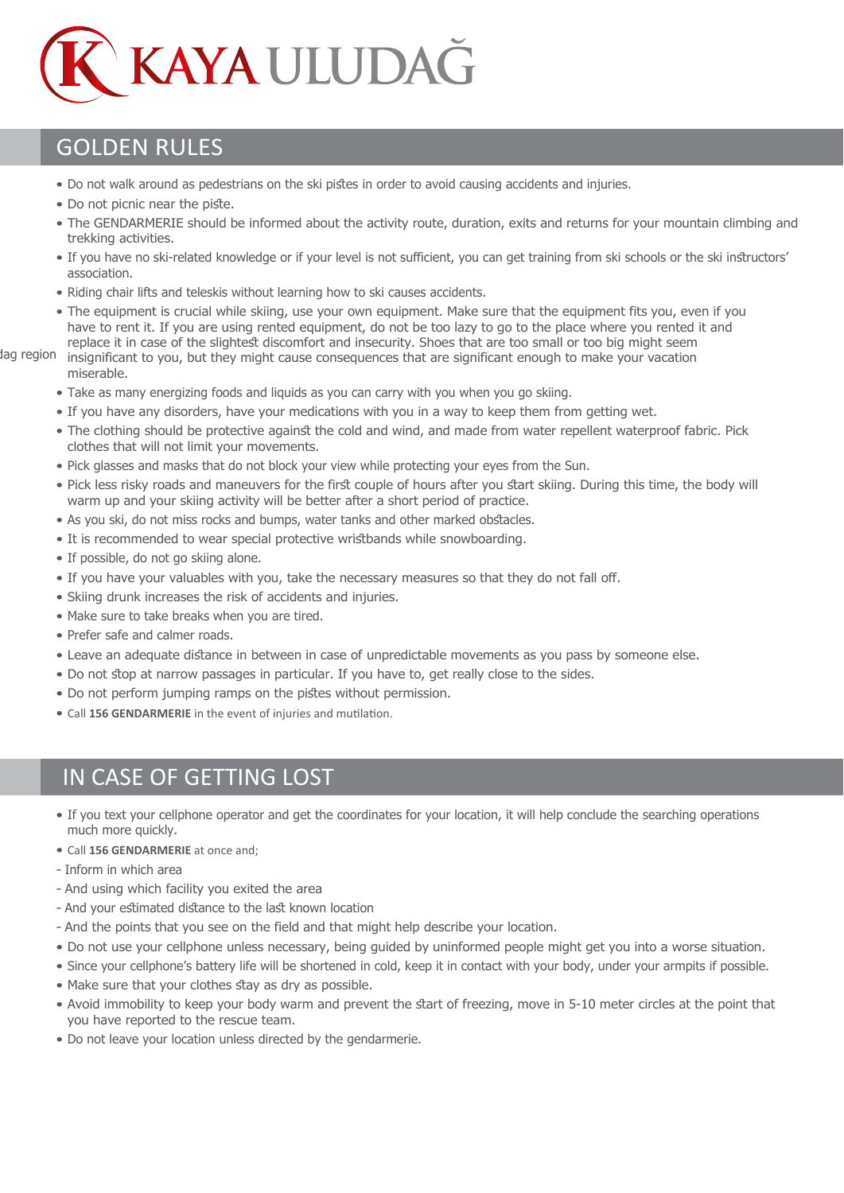# KAYA ULUDAĞ

## GOLDEN RULES

- Do not walk around as pedestrians on the ski pistes in order to avoid causing accidents and injuries.
- Do not picnic near the piste.
- The GENDARMERIE should be informed about the activity route, duration, exits and returns for your mountain climbing and trekking activities.
- If you have no ski-related knowledge or if your level is not sufficient, you can get training from ski schools or the ski instructors' association.
- Riding chair lifts and teleskis without learning how to ski causes accidents.
- The equipment is crucial while skiing, use your own equipment. Make sure that the equipment fits you, even if you have to rent it. If you are using rented equipment, do not be too lazy to go to the place where you rented it and replace it in case of the slightest discomfort and insecurity. Shoes that are too small or too big might seem insignificant to you, but they might cause consequences that are significant enough to make your vacation miserable.
- Take as many energizing foods and liquids as you can carry with you when you go skiing.
- If you have any disorders, have your medications with you in a way to keep them from getting wet.
- The clothing should be protective against the cold and wind, and made from water repellent waterproof fabric. Pick clothes that will not limit your movements.
- Pick glasses and masks that do not block your view while protecting your eyes from the Sun.
- Pick less risky roads and maneuvers for the first couple of hours after you start skiing. During this time, the body will warm up and your skiing activity will be better after a short period of practice.
- As you ski, do not miss rocks and bumps, water tanks and other marked obstacles.
- It is recommended to wear special protective wristbands while snowboarding.
- If possible, do not go skiing alone.
- If you have your valuables with you, take the necessary measures so that they do not fall off.
- Skiing drunk increases the risk of accidents and injuries.
- Make sure to take breaks when you are tired.
- Prefer safe and calmer roads.
- Leave an adequate distance in between in case of unpredictable movements as you pass by someone else.
- Do not stop at narrow passages in particular. If you have to, get really close to the sides.
- Do not perform jumping ramps on the pistes without permission.
- Call **156 GENDARMERIE** in the event of injuries and mutilation.

## IN CASE OF GETTING LOST

- If you text your cellphone operator and get the coordinates for your location, it will help conclude the searching operations much more quickly.
- Call **156 GENDARMERIE** at once and;

- Inform in which area
- And using which facility you exited the area
- And your estimated distance to the last known location
- And the points that you see on the field and that might help describe your location.

- Do not use your cellphone unless necessary, being guided by uninformed people might get you into a worse situation.
- Since your cellphone's battery life will be shortened in cold, keep it in contact with your body, under your armpits if possible.
- Make sure that your clothes stay as dry as possible.
- Avoid immobility to keep your body warm and prevent the start of freezing, move in 5-10 meter circles at the point that you have reported to the rescue team.
- Do not leave your location unless directed by the gendarmerie.